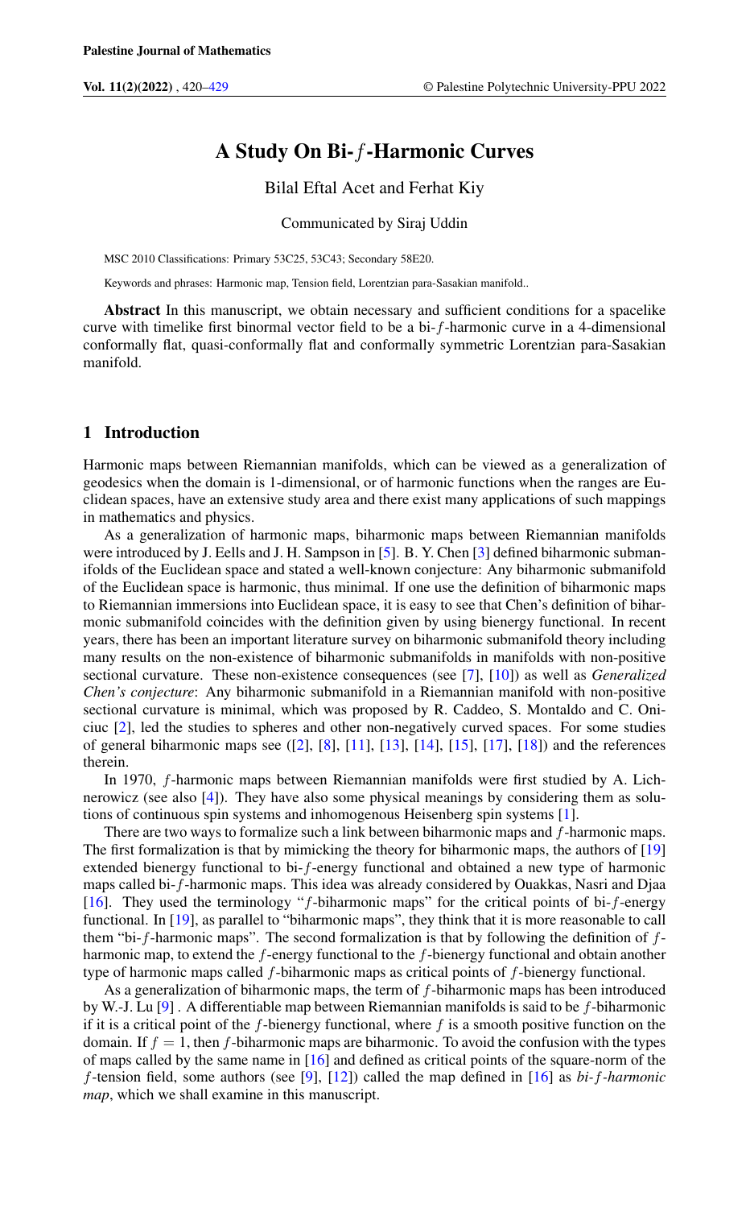# A Study On Bi-$f$-Harmonic Curves

Bilal Eftal Acet and Ferhat Kiy

Communicated by Siraj Uddin

MSC 2010 Classifications: Primary 53C25, 53C43; Secondary 58E20.

Keywords and phrases: Harmonic map, Tension field, Lorentzian para-Sasakian manifold..

**Abstract** In this manuscript, we obtain necessary and sufficient conditions for a spacelike curve with timelike first binormal vector field to be a bi-$f$-harmonic curve in a 4-dimensional conformally flat, quasi-conformally flat and conformally symmetric Lorentzian para-Sasakian manifold.

## 1 Introduction

Harmonic maps between Riemannian manifolds, which can be viewed as a generalization of geodesics when the domain is 1-dimensional, or of harmonic functions when the ranges are Euclidean spaces, have an extensive study area and there exist many applications of such mappings in mathematics and physics.

As a generalization of harmonic maps, biharmonic maps between Riemannian manifolds were introduced by J. Eells and J. H. Sampson in [5]. B. Y. Chen [3] defined biharmonic submanifolds of the Euclidean space and stated a well-known conjecture: Any biharmonic submanifold of the Euclidean space is harmonic, thus minimal. If one use the definition of biharmonic maps to Riemannian immersions into Euclidean space, it is easy to see that Chen's definition of biharmonic submanifold coincides with the definition given by using bienergy functional. In recent years, there has been an important literature survey on biharmonic submanifold theory including many results on the non-existence of biharmonic submanifolds in manifolds with non-positive sectional curvature. These non-existence consequences (see [7], [10]) as well as *Generalized Chen's conjecture*: Any biharmonic submanifold in a Riemannian manifold with non-positive sectional curvature is minimal, which was proposed by R. Caddeo, S. Montaldo and C. Oniciuc [2], led the studies to spheres and other non-negatively curved spaces. For some studies of general biharmonic maps see ([2], [8], [11], [13], [14], [15], [17], [18]) and the references therein.

In 1970, $f$-harmonic maps between Riemannian manifolds were first studied by A. Lichnerowicz (see also [4]). They have also some physical meanings by considering them as solutions of continuous spin systems and inhomogenous Heisenberg spin systems [1].

There are two ways to formalize such a link between biharmonic maps and $f$-harmonic maps. The first formalization is that by mimicking the theory for biharmonic maps, the authors of [19] extended bienergy functional to bi-$f$-energy functional and obtained a new type of harmonic maps called bi-$f$-harmonic maps. This idea was already considered by Ouakkas, Nasri and Djaa [16]. They used the terminology "$f$-biharmonic maps" for the critical points of bi-$f$-energy functional. In [19], as parallel to "biharmonic maps", they think that it is more reasonable to call them "bi-$f$-harmonic maps". The second formalization is that by following the definition of $f$-harmonic map, to extend the $f$-energy functional to the $f$-bienergy functional and obtain another type of harmonic maps called $f$-biharmonic maps as critical points of $f$-bienergy functional.

As a generalization of biharmonic maps, the term of $f$-biharmonic maps has been introduced by W.-J. Lu [9] . A differentiable map between Riemannian manifolds is said to be $f$-biharmonic if it is a critical point of the $f$-bienergy functional, where $f$ is a smooth positive function on the domain. If $f = 1$, then $f$-biharmonic maps are biharmonic. To avoid the confusion with the types of maps called by the same name in [16] and defined as critical points of the square-norm of the $f$-tension field, some authors (see [9], [12]) called the map defined in [16] as *bi-$f$-harmonic map*, which we shall examine in this manuscript.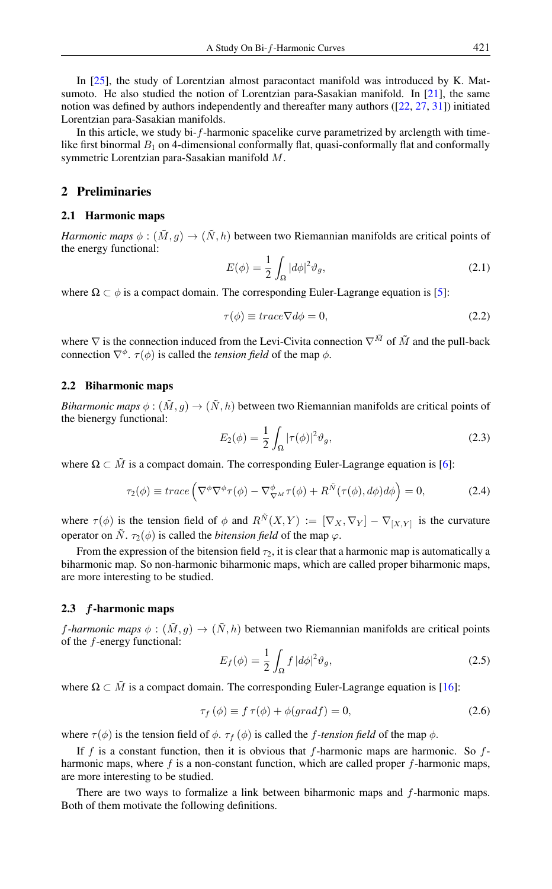In [25], the study of Lorentzian almost paracontact manifold was introduced by K. Matsumoto. He also studied the notion of Lorentzian para-Sasakian manifold. In [21], the same notion was defined by authors independently and thereafter many authors ([22, 27, 31]) initiated Lorentzian para-Sasakian manifolds.

In this article, we study bi-$f$-harmonic spacelike curve parametrized by arclength with timelike first binormal $B_1$ on 4-dimensional conformally flat, quasi-conformally flat and conformally symmetric Lorentzian para-Sasakian manifold $M$.

## 2 Preliminaries

### 2.1 Harmonic maps

*Harmonic maps* $\phi : (\tilde{M}, g) \to (\tilde{N}, h)$ between two Riemannian manifolds are critical points of the energy functional:

$$E(\phi) = \frac{1}{2} \int_{\Omega} |d\phi|^2 \vartheta_g, \tag{2.1}$$

where $\Omega \subset \phi$ is a compact domain. The corresponding Euler-Lagrange equation is [5]:

$$\tau(\phi) \equiv trace \nabla d\phi = 0, \tag{2.2}$$

where $\nabla$ is the connection induced from the Levi-Civita connection $\nabla^{\tilde{M}}$ of $\tilde{M}$ and the pull-back connection $\nabla^{\phi}$. $\tau(\phi)$ is called the *tension field* of the map $\phi$.

### 2.2 Biharmonic maps

*Biharmonic maps* $\phi : (\tilde{M}, g) \to (\tilde{N}, h)$ between two Riemannian manifolds are critical points of the bienergy functional:

$$E_2(\phi) = \frac{1}{2} \int_{\Omega} |\tau(\phi)|^2 \vartheta_g, \tag{2.3}$$

where $\Omega \subset \tilde{M}$ is a compact domain. The corresponding Euler-Lagrange equation is [6]:

$$\tau_2(\phi) \equiv trace \left( \nabla^{\phi} \nabla^{\phi} \tau(\phi) - \nabla^{\phi}_{\nabla^M} \tau(\phi) + R^{\tilde{N}}(\tau(\phi), d\phi) d\phi \right) = 0, \tag{2.4}$$

where $\tau(\phi)$ is the tension field of $\phi$ and $R^{\tilde{N}}(X, Y) := [\nabla_X, \nabla_Y] - \nabla_{[X,Y]}$ is the curvature operator on $\tilde{N}$. $\tau_2(\phi)$ is called the *bitension field* of the map $\varphi$.

From the expression of the bitension field $\tau_2$, it is clear that a harmonic map is automatically a biharmonic map. So non-harmonic biharmonic maps, which are called proper biharmonic maps, are more interesting to be studied.

### 2.3 $f$-harmonic maps

*$f$-harmonic maps* $\phi : (\tilde{M}, g) \to (\tilde{N}, h)$ between two Riemannian manifolds are critical points of the $f$-energy functional:

$$E_f(\phi) = \frac{1}{2} \int_{\Omega} f \, |d\phi|^2 \vartheta_g, \tag{2.5}$$

where $\Omega \subset \tilde{M}$ is a compact domain. The corresponding Euler-Lagrange equation is [16]:

$$\tau_f(\phi) \equiv f \, \tau(\phi) + \phi(gradf) = 0, \tag{2.6}$$

where $\tau(\phi)$ is the tension field of $\phi$. $\tau_f(\phi)$ is called the *$f$-tension field* of the map $\phi$.

If $f$ is a constant function, then it is obvious that $f$-harmonic maps are harmonic. So $f$-harmonic maps, where $f$ is a non-constant function, which are called proper $f$-harmonic maps, are more interesting to be studied.

There are two ways to formalize a link between biharmonic maps and $f$-harmonic maps. Both of them motivate the following definitions.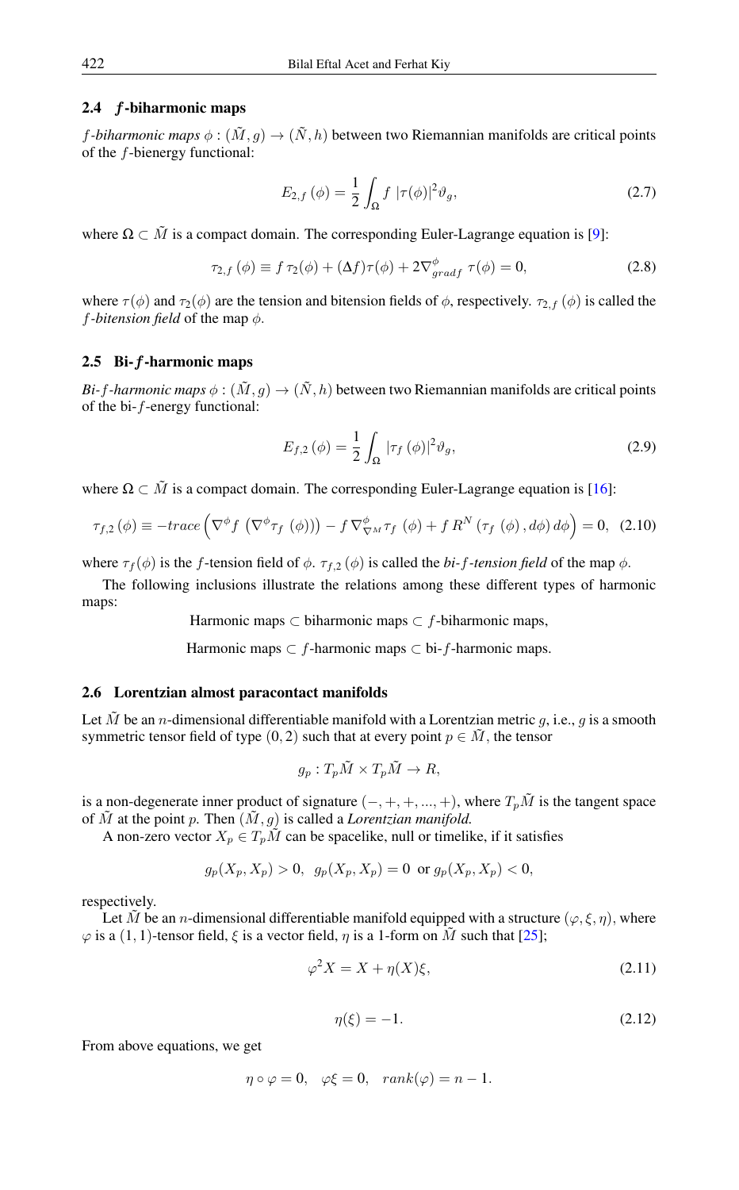### 2.4 $f$-biharmonic maps

*$f$-biharmonic maps* $\phi : (\tilde{M}, g) \to (\tilde{N}, h)$ between two Riemannian manifolds are critical points of the $f$-bienergy functional:

$$E_{2,f}(\phi) = \frac{1}{2}\int_{\Omega} f\ |\tau(\phi)|^2 \vartheta_g, \tag{2.7}$$

where $\Omega \subset \tilde{M}$ is a compact domain. The corresponding Euler-Lagrange equation is [9]:

$$\tau_{2,f}(\phi) \equiv f\,\tau_2(\phi) + (\Delta f)\tau(\phi) + 2\nabla^{\phi}_{grad f}\ \tau(\phi) = 0, \tag{2.8}$$

where $\tau(\phi)$ and $\tau_2(\phi)$ are the tension and bitension fields of $\phi$, respectively. $\tau_{2,f}(\phi)$ is called the *$f$-bitension field* of the map $\phi$.

### 2.5 Bi-$f$-harmonic maps

*Bi-$f$-harmonic maps* $\phi : (\tilde{M}, g) \to (\tilde{N}, h)$ between two Riemannian manifolds are critical points of the bi-$f$-energy functional:

$$E_{f,2}(\phi) = \frac{1}{2}\int_{\Omega} |\tau_f(\phi)|^2 \vartheta_g, \tag{2.9}$$

where $\Omega \subset \tilde{M}$ is a compact domain. The corresponding Euler-Lagrange equation is [16]:

$$\tau_{f,2}(\phi) \equiv -trace\left(\nabla^{\phi} f\ \left(\nabla^{\phi}\tau_f\ (\phi)\right)\right) - f\,\nabla^{\phi}_{\nabla^M}\tau_f\ (\phi) + f\,R^N\left(\tau_f\ (\phi), d\phi\right) d\phi\Big) = 0, \tag{2.10}$$

where $\tau_f(\phi)$ is the $f$-tension field of $\phi$. $\tau_{f,2}(\phi)$ is called the *bi-$f$-tension field* of the map $\phi$.

The following inclusions illustrate the relations among these different types of harmonic maps:

Harmonic maps $\subset$ biharmonic maps $\subset$ $f$-biharmonic maps,

Harmonic maps $\subset$ $f$-harmonic maps $\subset$ bi-$f$-harmonic maps.

### 2.6 Lorentzian almost paracontact manifolds

Let $\tilde{M}$ be an $n$-dimensional differentiable manifold with a Lorentzian metric $g$, i.e., $g$ is a smooth symmetric tensor field of type $(0, 2)$ such that at every point $p \in \tilde{M}$, the tensor

$$g_p : T_p\tilde{M} \times T_p\tilde{M} \to R,$$

is a non-degenerate inner product of signature $(-, +, +, ..., +)$, where $T_p\tilde{M}$ is the tangent space of $\tilde{M}$ at the point $p$. Then $(\tilde{M}, g)$ is called a *Lorentzian manifold.*

A non-zero vector $X_p \in T_p\tilde{M}$ can be spacelike, null or timelike, if it satisfies

$$g_p(X_p, X_p) > 0,\ \ g_p(X_p, X_p) = 0\ \text{ or } g_p(X_p, X_p) < 0,$$

respectively.

Let $\tilde{M}$ be an $n$-dimensional differentiable manifold equipped with a structure $(\varphi, \xi, \eta)$, where $\varphi$ is a $(1, 1)$-tensor field, $\xi$ is a vector field, $\eta$ is a 1-form on $\tilde{M}$ such that [25];

$$\varphi^2 X = X + \eta(X)\xi, \tag{2.11}$$

$$\eta(\xi) = -1. \tag{2.12}$$

From above equations, we get

$$\eta \circ \varphi = 0, \quad \varphi\xi = 0, \quad rank(\varphi) = n - 1.$$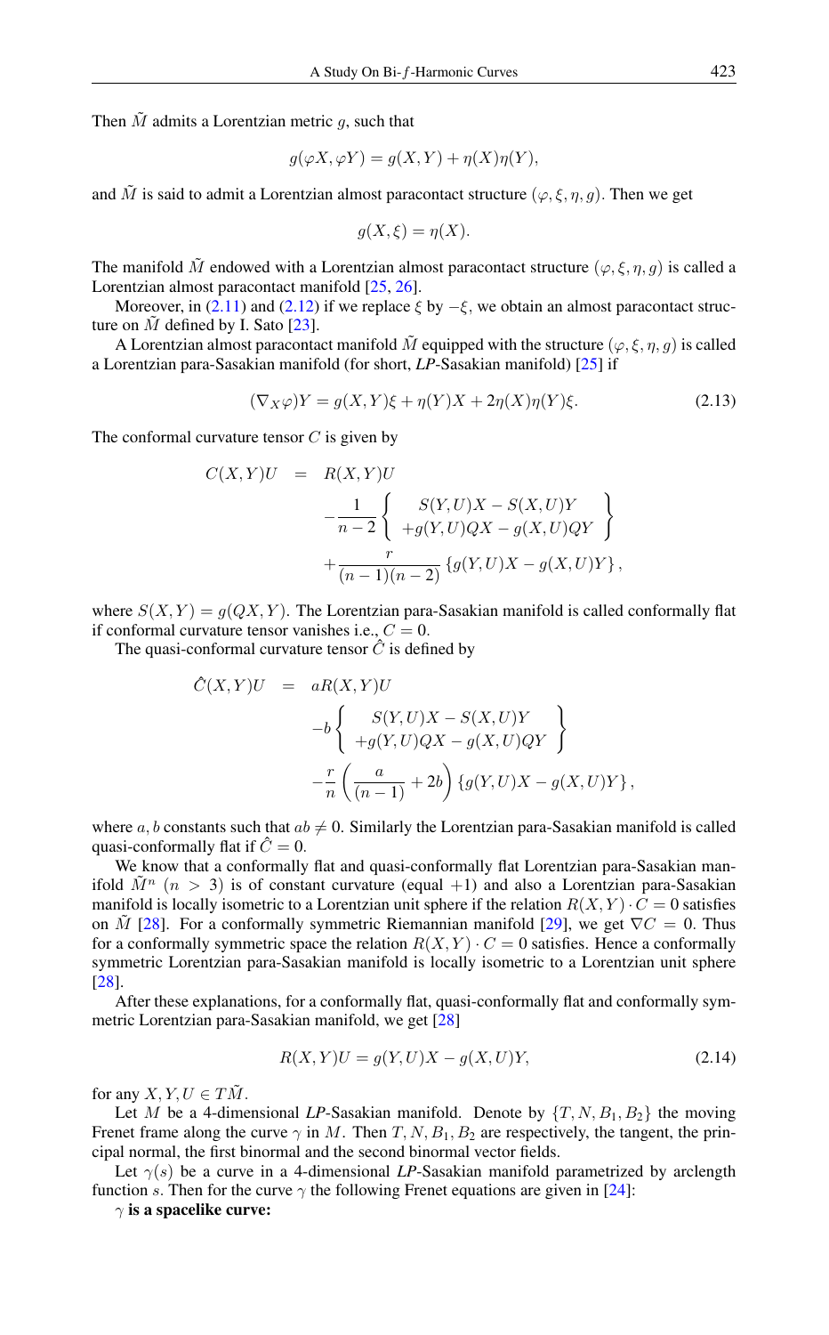Then $\tilde{M}$ admits a Lorentzian metric $g$, such that

$$g(\varphi X, \varphi Y) = g(X,Y) + \eta(X)\eta(Y),$$

and $\tilde{M}$ is said to admit a Lorentzian almost paracontact structure $(\varphi, \xi, \eta, g)$. Then we get

$$g(X, \xi) = \eta(X).$$

The manifold $\tilde{M}$ endowed with a Lorentzian almost paracontact structure $(\varphi, \xi, \eta, g)$ is called a Lorentzian almost paracontact manifold [25, 26].

Moreover, in (2.11) and (2.12) if we replace $\xi$ by $-\xi$, we obtain an almost paracontact structure on $\tilde{M}$ defined by I. Sato [23].

A Lorentzian almost paracontact manifold $\tilde{M}$ equipped with the structure $(\varphi, \xi, \eta, g)$ is called a Lorentzian para-Sasakian manifold (for short, *LP*-Sasakian manifold) [25] if

$$(\nabla_X \varphi)Y = g(X,Y)\xi + \eta(Y)X + 2\eta(X)\eta(Y)\xi. \tag{2.13}$$

The conformal curvature tensor $C$ is given by

$$\begin{aligned}
C(X,Y)U &= R(X,Y)U \\
&\quad -\frac{1}{n-2}\left\{ \begin{array}{c} S(Y,U)X - S(X,U)Y \\ +g(Y,U)QX - g(X,U)QY \end{array} \right\} \\
&\quad +\frac{r}{(n-1)(n-2)}\left\{ g(Y,U)X - g(X,U)Y \right\},
\end{aligned}$$

where $S(X,Y) = g(QX,Y)$. The Lorentzian para-Sasakian manifold is called conformally flat if conformal curvature tensor vanishes i.e., $C = 0$.

The quasi-conformal curvature tensor $\hat{C}$ is defined by

$$\begin{aligned}
\hat{C}(X,Y)U &= aR(X,Y)U \\
&\quad -b\left\{ \begin{array}{c} S(Y,U)X - S(X,U)Y \\ +g(Y,U)QX - g(X,U)QY \end{array} \right\} \\
&\quad -\frac{r}{n}\left( \frac{a}{(n-1)} + 2b \right)\left\{ g(Y,U)X - g(X,U)Y \right\},
\end{aligned}$$

where $a, b$ constants such that $ab \neq 0$. Similarly the Lorentzian para-Sasakian manifold is called quasi-conformally flat if $\hat{C} = 0$.

We know that a conformally flat and quasi-conformally flat Lorentzian para-Sasakian manifold $\tilde{M}^n$ $(n > 3)$ is of constant curvature (equal $+1$) and also a Lorentzian para-Sasakian manifold is locally isometric to a Lorentzian unit sphere if the relation $R(X,Y) \cdot C = 0$ satisfies on $\tilde{M}$ [28]. For a conformally symmetric Riemannian manifold [29], we get $\nabla C = 0$. Thus for a conformally symmetric space the relation $R(X,Y) \cdot C = 0$ satisfies. Hence a conformally symmetric Lorentzian para-Sasakian manifold is locally isometric to a Lorentzian unit sphere [28].

After these explanations, for a conformally flat, quasi-conformally flat and conformally symmetric Lorentzian para-Sasakian manifold, we get [28]

$$R(X,Y)U = g(Y,U)X - g(X,U)Y, \tag{2.14}$$

for any $X, Y, U \in T\tilde{M}$.

Let $M$ be a 4-dimensional *LP*-Sasakian manifold. Denote by $\{T, N, B_1, B_2\}$ the moving Frenet frame along the curve $\gamma$ in $M$. Then $T, N, B_1, B_2$ are respectively, the tangent, the principal normal, the first binormal and the second binormal vector fields.

Let $\gamma(s)$ be a curve in a 4-dimensional *LP*-Sasakian manifold parametrized by arclength function $s$. Then for the curve $\gamma$ the following Frenet equations are given in [24]:

**$\gamma$ is a spacelike curve:**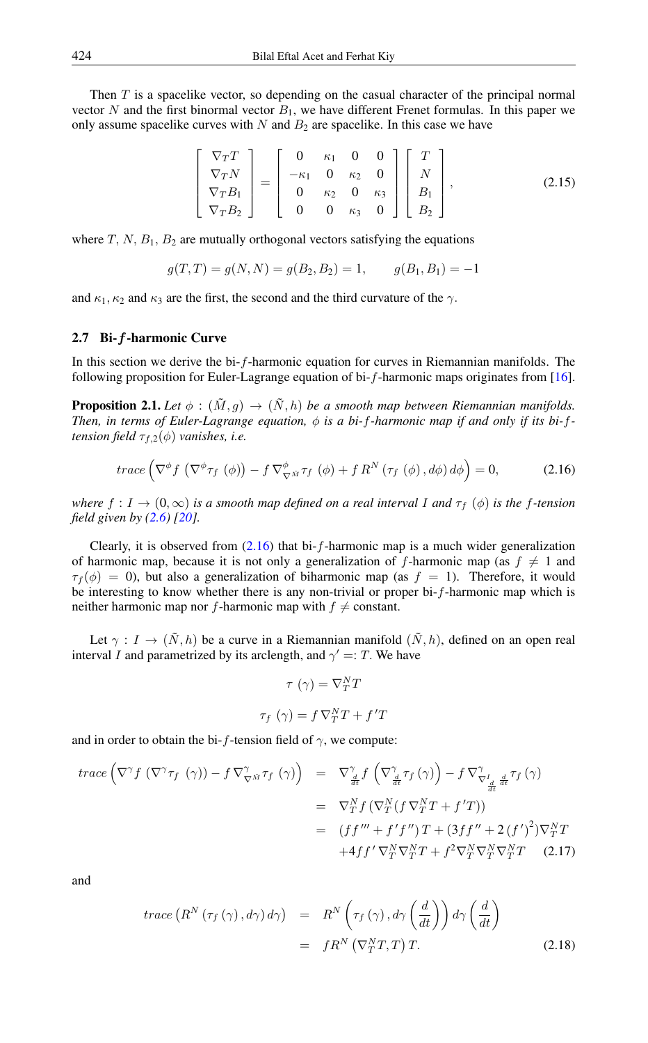Then $T$ is a spacelike vector, so depending on the casual character of the principal normal vector $N$ and the first binormal vector $B_1$, we have different Frenet formulas. In this paper we only assume spacelike curves with $N$ and $B_2$ are spacelike. In this case we have

$$\begin{bmatrix} \nabla_T T \\ \nabla_T N \\ \nabla_T B_1 \\ \nabla_T B_2 \end{bmatrix} = \begin{bmatrix} 0 & \kappa_1 & 0 & 0 \\ -\kappa_1 & 0 & \kappa_2 & 0 \\ 0 & \kappa_2 & 0 & \kappa_3 \\ 0 & 0 & \kappa_3 & 0 \end{bmatrix} \begin{bmatrix} T \\ N \\ B_1 \\ B_2 \end{bmatrix}, \tag{2.15}$$

where $T$, $N$, $B_1$, $B_2$ are mutually orthogonal vectors satisfying the equations

$$g(T,T) = g(N,N) = g(B_2,B_2) = 1, \qquad g(B_1,B_1) = -1$$

and $\kappa_1$, $\kappa_2$ and $\kappa_3$ are the first, the second and the third curvature of the $\gamma$.

### 2.7 Bi-$f$-harmonic Curve

In this section we derive the bi-$f$-harmonic equation for curves in Riemannian manifolds. The following proposition for Euler-Lagrange equation of bi-$f$-harmonic maps originates from [16].

**Proposition 2.1.** *Let $\phi : (\tilde{M}, g) \to (\tilde{N}, h)$ be a smooth map between Riemannian manifolds. Then, in terms of Euler-Lagrange equation, $\phi$ is a bi-$f$-harmonic map if and only if its bi-$f$-tension field $\tau_{f,2}(\phi)$ vanishes, i.e.*

$$trace\left(\nabla^{\phi} f\left(\nabla^{\phi}\tau_f\left(\phi\right)\right) - f\,\nabla^{\phi}_{\nabla^{\tilde{M}}}\tau_f\left(\phi\right) + f\,R^N\left(\tau_f\left(\phi\right), d\phi\right)d\phi\right) = 0, \tag{2.16}$$

*where $f : I \to (0,\infty)$ is a smooth map defined on a real interval $I$ and $\tau_f\left(\phi\right)$ is the $f$-tension field given by (2.6) [20].*

Clearly, it is observed from (2.16) that bi-$f$-harmonic map is a much wider generalization of harmonic map, because it is not only a generalization of $f$-harmonic map (as $f \neq 1$ and $\tau_f(\phi) = 0$), but also a generalization of biharmonic map (as $f = 1$). Therefore, it would be interesting to know whether there is any non-trivial or proper bi-$f$-harmonic map which is neither harmonic map nor $f$-harmonic map with $f \neq$ constant.

Let $\gamma : I \to (\tilde{N}, h)$ be a curve in a Riemannian manifold $(\tilde{N}, h)$, defined on an open real interval $I$ and parametrized by its arclength, and $\gamma' =: T$. We have

$$\tau\left(\gamma\right) = \nabla^N_T T$$

$$\tau_f\left(\gamma\right) = f\,\nabla^N_T T + f' T$$

and in order to obtain the bi-$f$-tension field of $\gamma$, we compute:

$$\begin{aligned} trace\left(\nabla^{\gamma} f\left(\nabla^{\gamma}\tau_f\left(\gamma\right)\right) - f\,\nabla^{\gamma}_{\nabla^{\tilde{M}}}\tau_f\left(\gamma\right)\right) &= \nabla^{\gamma}_{\frac{d}{dt}} f\left(\nabla^{\gamma}_{\frac{d}{dt}}\tau_f\left(\gamma\right)\right) - f\,\nabla^{\gamma}_{\nabla^{I}_{\frac{d}{dt}}\frac{d}{dt}}\tau_f\left(\gamma\right) \\ &= \nabla^N_T f\left(\nabla^N_T\left(f\,\nabla^N_T T + f' T\right)\right) \\ &= \left(ff''' + f'f''\right)T + \left(3ff'' + 2\left(f'\right)^2\right)\nabla^N_T T \\ &\quad + 4ff'\,\nabla^N_T\nabla^N_T T + f^2\nabla^N_T\nabla^N_T\nabla^N_T T \end{aligned} \tag{2.17}$$

and

$$\begin{aligned} trace\left(R^N\left(\tau_f\left(\gamma\right), d\gamma\right)d\gamma\right) &= R^N\left(\tau_f\left(\gamma\right), d\gamma\left(\frac{d}{dt}\right)\right)d\gamma\left(\frac{d}{dt}\right) \\ &= fR^N\left(\nabla^N_T T, T\right)T. \end{aligned} \tag{2.18}$$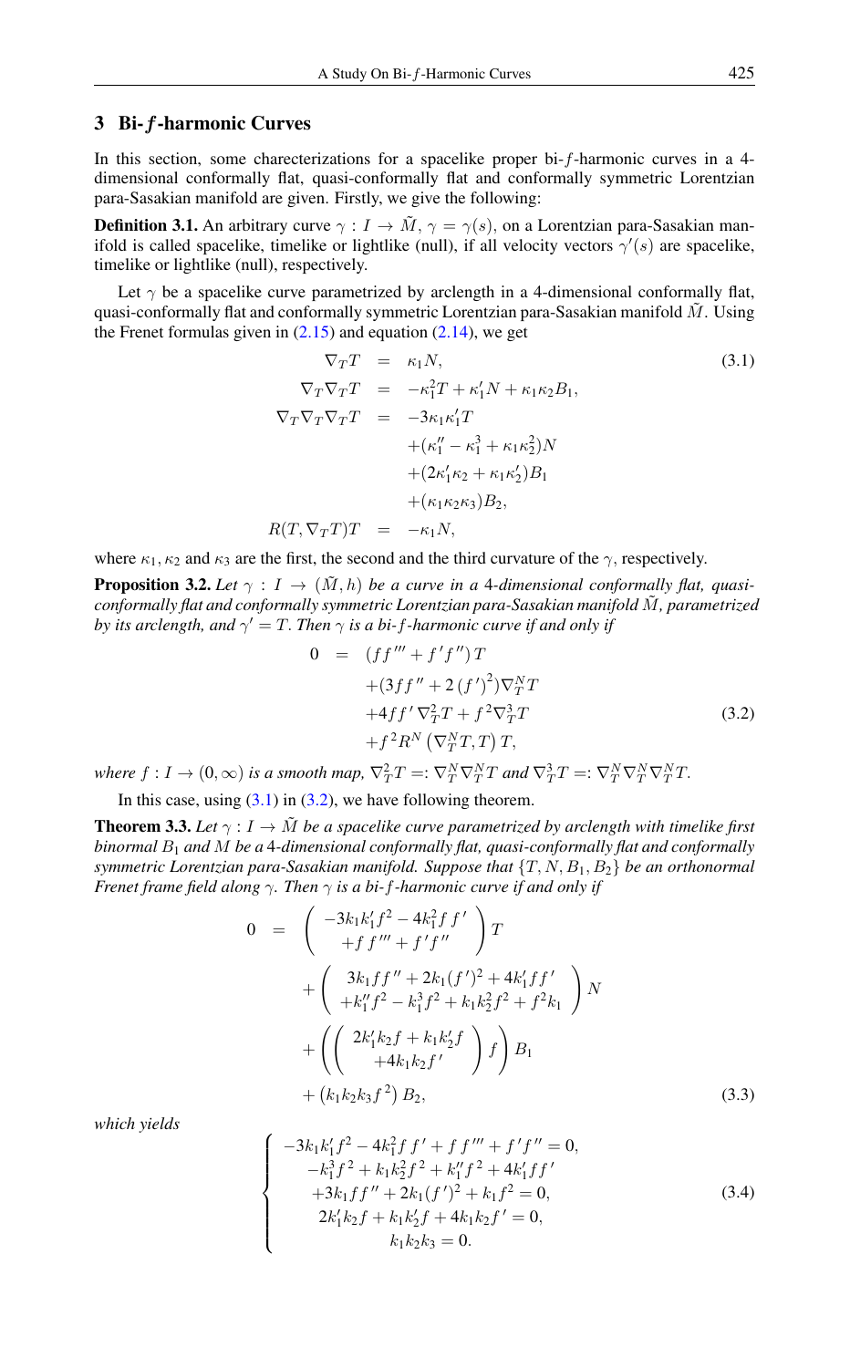## 3 Bi-$f$-harmonic Curves

In this section, some charecterizations for a spacelike proper bi-$f$-harmonic curves in a 4-dimensional conformally flat, quasi-conformally flat and conformally symmetric Lorentzian para-Sasakian manifold are given. Firstly, we give the following:

**Definition 3.1.** An arbitrary curve $\gamma : I \to \tilde{M}$, $\gamma = \gamma(s)$, on a Lorentzian para-Sasakian manifold is called spacelike, timelike or lightlike (null), if all velocity vectors $\gamma'(s)$ are spacelike, timelike or lightlike (null), respectively.

Let $\gamma$ be a spacelike curve parametrized by arclength in a 4-dimensional conformally flat, quasi-conformally flat and conformally symmetric Lorentzian para-Sasakian manifold $\tilde{M}$. Using the Frenet formulas given in (2.15) and equation (2.14), we get

$$
\begin{aligned}
\nabla_T T &= \kappa_1 N, \\
\nabla_T \nabla_T T &= -\kappa_1^2 T + \kappa_1' N + \kappa_1 \kappa_2 B_1, \\
\nabla_T \nabla_T \nabla_T T &= -3\kappa_1 \kappa_1' T \\
&\quad + (\kappa_1'' - \kappa_1^3 + \kappa_1 \kappa_2^2) N \\
&\quad + (2\kappa_1' \kappa_2 + \kappa_1 \kappa_2') B_1 \\
&\quad + (\kappa_1 \kappa_2 \kappa_3) B_2, \\
R(T, \nabla_T T) T &= -\kappa_1 N,
\end{aligned}
\tag{3.1}
$$

where $\kappa_1, \kappa_2$ and $\kappa_3$ are the first, the second and the third curvature of the $\gamma$, respectively.

**Proposition 3.2.** *Let $\gamma : I \to (\tilde{M}, h)$ be a curve in a 4-dimensional conformally flat, quasi-conformally flat and conformally symmetric Lorentzian para-Sasakian manifold $\tilde{M}$, parametrized by its arclength, and $\gamma' = T$. Then $\gamma$ is a bi-$f$-harmonic curve if and only if*

$$
\begin{aligned}
0 &= (f f''' + f' f'') T \\
&\quad + (3 f f'' + 2 (f')^2) \nabla_T^N T \\
&\quad + 4 f f' \nabla_T^2 T + f^2 \nabla_T^3 T \\
&\quad + f^2 R^N \left( \nabla_T^N T, T \right) T,
\end{aligned}
\tag{3.2}
$$

*where $f : I \to (0, \infty)$ is a smooth map, $\nabla_T^2 T =: \nabla_T^N \nabla_T^N T$ and $\nabla_T^3 T =: \nabla_T^N \nabla_T^N \nabla_T^N T$.*

In this case, using (3.1) in (3.2), we have following theorem.

**Theorem 3.3.** *Let $\gamma : I \to \tilde{M}$ be a spacelike curve parametrized by arclength with timelike first binormal $B_1$ and $M$ be a 4-dimensional conformally flat, quasi-conformally flat and conformally symmetric Lorentzian para-Sasakian manifold. Suppose that $\{T, N, B_1, B_2\}$ be an orthonormal Frenet frame field along $\gamma$. Then $\gamma$ is a bi-$f$-harmonic curve if and only if*

$$
\begin{aligned}
0 &= \begin{pmatrix} -3k_1 k_1' f^2 - 4k_1^2 f f' \\ + f f''' + f' f'' \end{pmatrix} T \\
&\quad + \begin{pmatrix} 3k_1 f f'' + 2k_1 (f')^2 + 4k_1' f f' \\ + k_1'' f^2 - k_1^3 f^2 + k_1 k_2^2 f^2 + f^2 k_1 \end{pmatrix} N \\
&\quad + \left( \begin{pmatrix} 2k_1' k_2 f + k_1 k_2' f \\ + 4k_1 k_2 f' \end{pmatrix} f \right) B_1 \\
&\quad + \left( k_1 k_2 k_3 f^2 \right) B_2,
\end{aligned}
\tag{3.3}
$$

*which yields*

$$
\left\{
\begin{aligned}
& -3k_1 k_1' f^2 - 4k_1^2 f f' + f f''' + f' f'' = 0, \\
& -k_1^3 f^2 + k_1 k_2^2 f^2 + k_1'' f^2 + 4k_1' f f' \\
& \quad + 3k_1 f f'' + 2k_1 (f')^2 + k_1 f^2 = 0, \\
& 2k_1' k_2 f + k_1 k_2' f + 4k_1 k_2 f' = 0, \\
& k_1 k_2 k_3 = 0.
\end{aligned}
\right.
\tag{3.4}
$$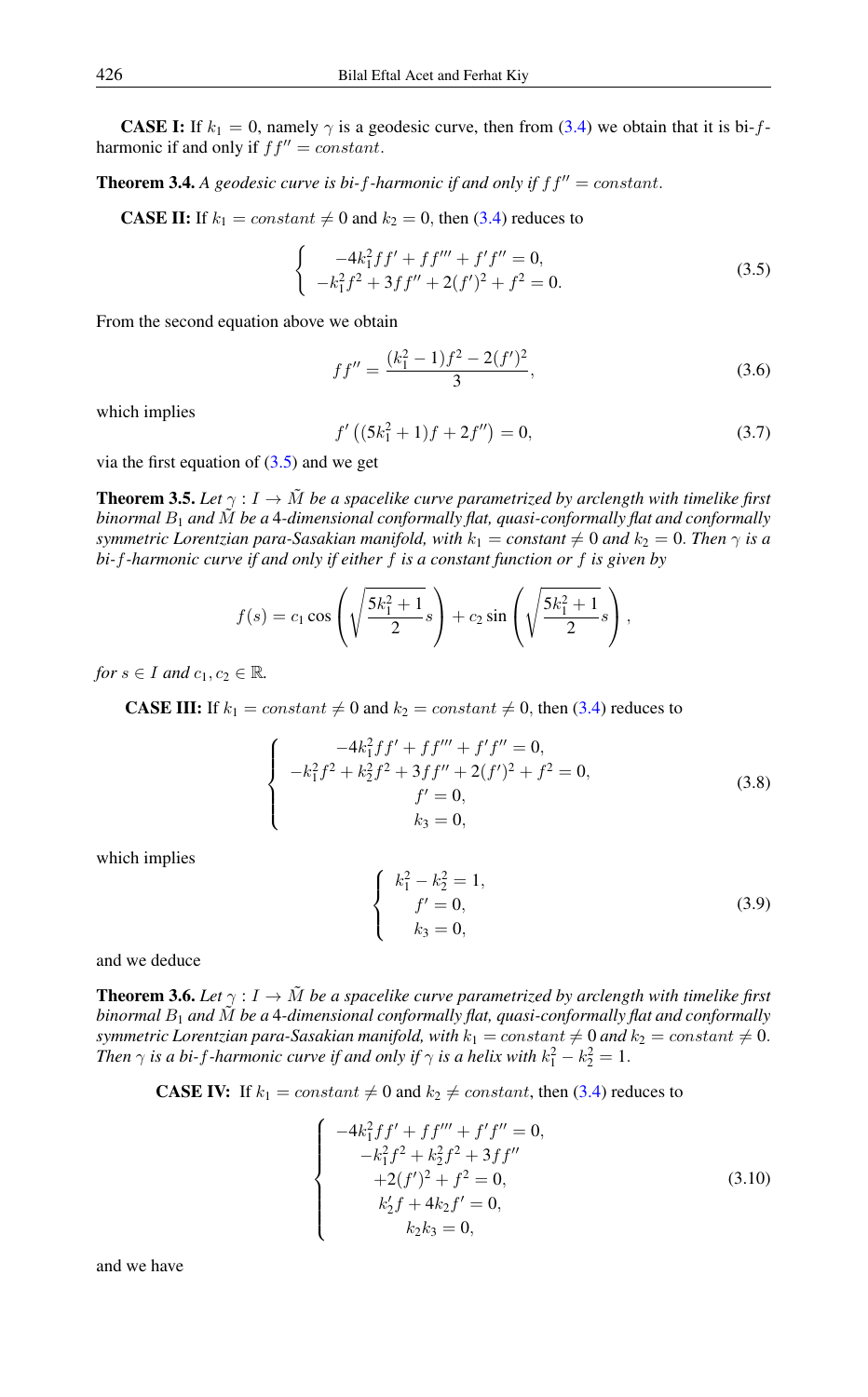**CASE I:** If $k_1 = 0$, namely $\gamma$ is a geodesic curve, then from (3.4) we obtain that it is bi-$f$-harmonic if and only if $ff'' = constant$.

**Theorem 3.4.** *A geodesic curve is bi-$f$-harmonic if and only if $ff'' = constant$.*

**CASE II:** If $k_1 = constant \neq 0$ and $k_2 = 0$, then (3.4) reduces to

$$
\begin{cases}
-4k_1^2 ff' + ff''' + f'f'' = 0, \\
-k_1^2 f^2 + 3ff'' + 2(f')^2 + f^2 = 0.
\end{cases}
\tag{3.5}
$$

From the second equation above we obtain

$$
ff'' = \frac{(k_1^2 - 1)f^2 - 2(f')^2}{3}, \tag{3.6}
$$

which implies

$$
f'\left((5k_1^2 + 1)f + 2f''\right) = 0, \tag{3.7}
$$

via the first equation of (3.5) and we get

**Theorem 3.5.** *Let $\gamma : I \to \tilde{M}$ be a spacelike curve parametrized by arclength with timelike first binormal $B_1$ and $\tilde{M}$ be a 4-dimensional conformally flat, quasi-conformally flat and conformally symmetric Lorentzian para-Sasakian manifold, with $k_1 = constant \neq 0$ and $k_2 = 0$. Then $\gamma$ is a bi-$f$-harmonic curve if and only if either $f$ is a constant function or $f$ is given by*

$$
f(s) = c_1 \cos\left(\sqrt{\frac{5k_1^2 + 1}{2}}s\right) + c_2 \sin\left(\sqrt{\frac{5k_1^2 + 1}{2}}s\right),
$$

*for $s \in I$ and $c_1, c_2 \in \mathbb{R}$.*

**CASE III:** If $k_1 = constant \neq 0$ and $k_2 = constant \neq 0$, then (3.4) reduces to

$$
\begin{cases}
-4k_1^2 ff' + ff''' + f'f'' = 0, \\
-k_1^2 f^2 + k_2^2 f^2 + 3ff'' + 2(f')^2 + f^2 = 0, \\
f' = 0, \\
k_3 = 0,
\end{cases}
\tag{3.8}
$$

which implies

$$
\begin{cases}
k_1^2 - k_2^2 = 1, \\
f' = 0, \\
k_3 = 0,
\end{cases}
\tag{3.9}
$$

and we deduce

**Theorem 3.6.** *Let $\gamma : I \to \tilde{M}$ be a spacelike curve parametrized by arclength with timelike first binormal $B_1$ and $\tilde{M}$ be a 4-dimensional conformally flat, quasi-conformally flat and conformally symmetric Lorentzian para-Sasakian manifold, with $k_1 = constant \neq 0$ and $k_2 = constant \neq 0$. Then $\gamma$ is a bi-$f$-harmonic curve if and only if $\gamma$ is a helix with $k_1^2 - k_2^2 = 1$.*

**CASE IV:** If $k_1 = constant \neq 0$ and $k_2 \neq constant$, then (3.4) reduces to

$$
\begin{cases}
-4k_1^2 ff' + ff''' + f'f'' = 0, \\
-k_1^2 f^2 + k_2^2 f^2 + 3ff'' \\
\quad +2(f')^2 + f^2 = 0, \\
k_2' f + 4k_2 f' = 0, \\
k_2 k_3 = 0,
\end{cases}
\tag{3.10}
$$

and we have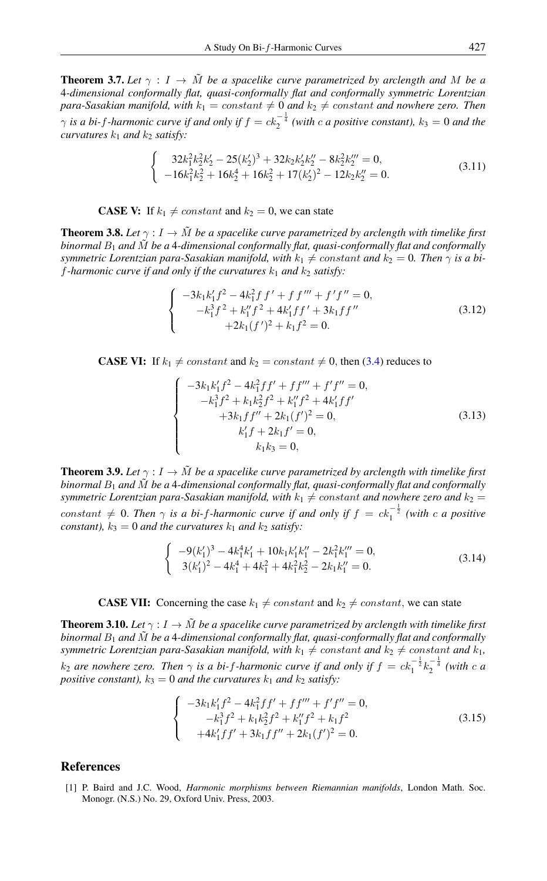**Theorem 3.7.** *Let $\gamma : I \to \tilde{M}$ be a spacelike curve parametrized by arclength and $M$ be a 4-dimensional conformally flat, quasi-conformally flat and conformally symmetric Lorentzian para-Sasakian manifold, with $k_1 = constant \neq 0$ and $k_2 \neq constant$ and nowhere zero. Then $\gamma$ is a bi-$f$-harmonic curve if and only if $f = ck_2^{-\frac{1}{4}}$ (with $c$ a positive constant), $k_3 = 0$ and the curvatures $k_1$ and $k_2$ satisfy:*

$$
\begin{cases}
32k_1^2k_2^2k_2' - 25(k_2')^3 + 32k_2k_2'k_2'' - 8k_2^2k_2''' = 0, \\
-16k_1^2k_2^2 + 16k_2^4 + 16k_2^2 + 17(k_2')^2 - 12k_2k_2'' = 0.
\end{cases}
\tag{3.11}
$$

**CASE V:** If $k_1 \neq constant$ and $k_2 = 0$, we can state

**Theorem 3.8.** *Let $\gamma : I \to \tilde{M}$ be a spacelike curve parametrized by arclength with timelike first binormal $B_1$ and $\tilde{M}$ be a 4-dimensional conformally flat, quasi-conformally flat and conformally symmetric Lorentzian para-Sasakian manifold, with $k_1 \neq constant$ and $k_2 = 0$. Then $\gamma$ is a bi-$f$-harmonic curve if and only if the curvatures $k_1$ and $k_2$ satisfy:*

$$
\begin{cases}
-3k_1k_1'f^2 - 4k_1^2ff' + ff''' + f'f'' = 0, \\
-k_1^3f^2 + k_1''f^2 + 4k_1'ff' + 3k_1ff'' \\
+2k_1(f')^2 + k_1f^2 = 0.
\end{cases}
\tag{3.12}
$$

**CASE VI:** If $k_1 \neq constant$ and $k_2 = constant \neq 0$, then (3.4) reduces to

$$
\begin{cases}
-3k_1k_1'f^2 - 4k_1^2ff' + ff''' + f'f'' = 0, \\
-k_1^3f^2 + k_1k_2^2f^2 + k_1''f^2 + 4k_1'ff' \\
+3k_1ff'' + 2k_1(f')^2 = 0, \\
k_1'f + 2k_1f' = 0, \\
k_1k_3 = 0,
\end{cases}
\tag{3.13}
$$

**Theorem 3.9.** *Let $\gamma : I \to \tilde{M}$ be a spacelike curve parametrized by arclength with timelike first binormal $B_1$ and $\tilde{M}$ be a 4-dimensional conformally flat, quasi-conformally flat and conformally symmetric Lorentzian para-Sasakian manifold, with $k_1 \neq constant$ and nowhere zero and $k_2 = constant \neq 0$. Then $\gamma$ is a bi-$f$-harmonic curve if and only if $f = ck_1^{-\frac{1}{2}}$ (with $c$ a positive constant), $k_3 = 0$ and the curvatures $k_1$ and $k_2$ satisfy:*

$$
\begin{cases}
-9(k_1')^3 - 4k_1^4k_1' + 10k_1k_1'k_1'' - 2k_1^2k_1''' = 0, \\
3(k_1')^2 - 4k_1^4 + 4k_1^2 + 4k_1^2k_2^2 - 2k_1k_1'' = 0.
\end{cases}
\tag{3.14}
$$

**CASE VII:** Concerning the case $k_1 \neq constant$ and $k_2 \neq constant$, we can state

**Theorem 3.10.** *Let $\gamma : I \to \tilde{M}$ be a spacelike curve parametrized by arclength with timelike first binormal $B_1$ and $\tilde{M}$ be a 4-dimensional conformally flat, quasi-conformally flat and conformally symmetric Lorentzian para-Sasakian manifold, with $k_1 \neq constant$ and $k_2 \neq constant$ and $k_1$, $k_2$ are nowhere zero. Then $\gamma$ is a bi-$f$-harmonic curve if and only if $f = ck_1^{-\frac{1}{2}}k_2^{-\frac{1}{4}}$ (with $c$ a positive constant), $k_3 = 0$ and the curvatures $k_1$ and $k_2$ satisfy:*

$$
\begin{cases}
-3k_1k_1'f^2 - 4k_1^2ff' + ff''' + f'f'' = 0, \\
-k_1^3f^2 + k_1k_2^2f^2 + k_1''f^2 + k_1f^2 \\
+4k_1'ff' + 3k_1ff'' + 2k_1(f')^2 = 0.
\end{cases}
\tag{3.15}
$$

## References

[1] P. Baird and J.C. Wood, *Harmonic morphisms between Riemannian manifolds*, London Math. Soc. Monogr. (N.S.) No. 29, Oxford Univ. Press, 2003.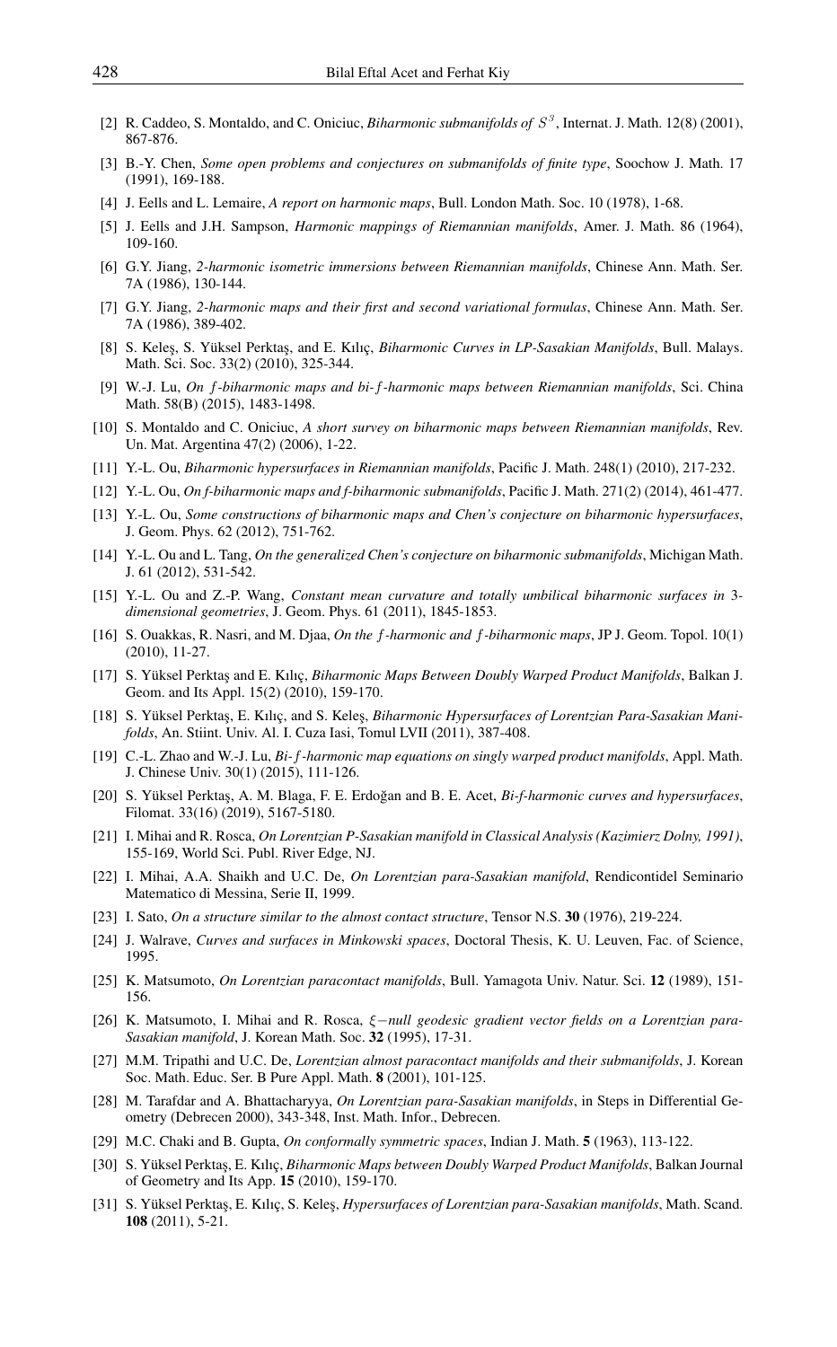[2] R. Caddeo, S. Montaldo, and C. Oniciuc, *Biharmonic submanifolds of $S^3$*, Internat. J. Math. 12(8) (2001), 867-876.

[3] B.-Y. Chen, *Some open problems and conjectures on submanifolds of finite type*, Soochow J. Math. 17 (1991), 169-188.

[4] J. Eells and L. Lemaire, *A report on harmonic maps*, Bull. London Math. Soc. 10 (1978), 1-68.

[5] J. Eells and J.H. Sampson, *Harmonic mappings of Riemannian manifolds*, Amer. J. Math. 86 (1964), 109-160.

[6] G.Y. Jiang, *2-harmonic isometric immersions between Riemannian manifolds*, Chinese Ann. Math. Ser. 7A (1986), 130-144.

[7] G.Y. Jiang, *2-harmonic maps and their first and second variational formulas*, Chinese Ann. Math. Ser. 7A (1986), 389-402.

[8] S. Keleş, S. Yüksel Perktaş, and E. Kılıç, *Biharmonic Curves in LP-Sasakian Manifolds*, Bull. Malays. Math. Sci. Soc. 33(2) (2010), 325-344.

[9] W.-J. Lu, *On $f$-biharmonic maps and bi-$f$-harmonic maps between Riemannian manifolds*, Sci. China Math. 58(B) (2015), 1483-1498.

[10] S. Montaldo and C. Oniciuc, *A short survey on biharmonic maps between Riemannian manifolds*, Rev. Un. Mat. Argentina 47(2) (2006), 1-22.

[11] Y.-L. Ou, *Biharmonic hypersurfaces in Riemannian manifolds*, Pacific J. Math. 248(1) (2010), 217-232.

[12] Y.-L. Ou, *On f-biharmonic maps and f-biharmonic submanifolds*, Pacific J. Math. 271(2) (2014), 461-477.

[13] Y.-L. Ou, *Some constructions of biharmonic maps and Chen's conjecture on biharmonic hypersurfaces*, J. Geom. Phys. 62 (2012), 751-762.

[14] Y.-L. Ou and L. Tang, *On the generalized Chen's conjecture on biharmonic submanifolds*, Michigan Math. J. 61 (2012), 531-542.

[15] Y.-L. Ou and Z.-P. Wang, *Constant mean curvature and totally umbilical biharmonic surfaces in 3-dimensional geometries*, J. Geom. Phys. 61 (2011), 1845-1853.

[16] S. Ouakkas, R. Nasri, and M. Djaa, *On the $f$-harmonic and $f$-biharmonic maps*, JP J. Geom. Topol. 10(1) (2010), 11-27.

[17] S. Yüksel Perktaş and E. Kılıç, *Biharmonic Maps Between Doubly Warped Product Manifolds*, Balkan J. Geom. and Its Appl. 15(2) (2010), 159-170.

[18] S. Yüksel Perktaş, E. Kılıç, and S. Keleş, *Biharmonic Hypersurfaces of Lorentzian Para-Sasakian Manifolds*, An. Stiint. Univ. Al. I. Cuza Iasi, Tomul LVII (2011), 387-408.

[19] C.-L. Zhao and W.-J. Lu, *Bi-$f$-harmonic map equations on singly warped product manifolds*, Appl. Math. J. Chinese Univ. 30(1) (2015), 111-126.

[20] S. Yüksel Perktaş, A. M. Blaga, F. E. Erdoğan and B. E. Acet, *Bi-f-harmonic curves and hypersurfaces*, Filomat. 33(16) (2019), 5167-5180.

[21] I. Mihai and R. Rosca, *On Lorentzian P-Sasakian manifold in Classical Analysis (Kazimierz Dolny, 1991)*, 155-169, World Sci. Publ. River Edge, NJ.

[22] I. Mihai, A.A. Shaikh and U.C. De, *On Lorentzian para-Sasakian manifold*, Rendicontidel Seminario Matematico di Messina, Serie II, 1999.

[23] I. Sato, *On a structure similar to the almost contact structure*, Tensor N.S. **30** (1976), 219-224.

[24] J. Walrave, *Curves and surfaces in Minkowski spaces*, Doctoral Thesis, K. U. Leuven, Fac. of Science, 1995.

[25] K. Matsumoto, *On Lorentzian paracontact manifolds*, Bull. Yamagota Univ. Natur. Sci. **12** (1989), 151-156.

[26] K. Matsumoto, I. Mihai and R. Rosca, *$\xi-$null geodesic gradient vector fields on a Lorentzian para-Sasakian manifold*, J. Korean Math. Soc. **32** (1995), 17-31.

[27] M.M. Tripathi and U.C. De, *Lorentzian almost paracontact manifolds and their submanifolds*, J. Korean Soc. Math. Educ. Ser. B Pure Appl. Math. **8** (2001), 101-125.

[28] M. Tarafdar and A. Bhattacharyya, *On Lorentzian para-Sasakian manifolds*, in Steps in Differential Geometry (Debrecen 2000), 343-348, Inst. Math. Infor., Debrecen.

[29] M.C. Chaki and B. Gupta, *On conformally symmetric spaces*, Indian J. Math. **5** (1963), 113-122.

[30] S. Yüksel Perktaş, E. Kılıç, *Biharmonic Maps between Doubly Warped Product Manifolds*, Balkan Journal of Geometry and Its App. **15** (2010), 159-170.

[31] S. Yüksel Perktaş, E. Kılıç, S. Keleş, *Hypersurfaces of Lorentzian para-Sasakian manifolds*, Math. Scand. **108** (2011), 5-21.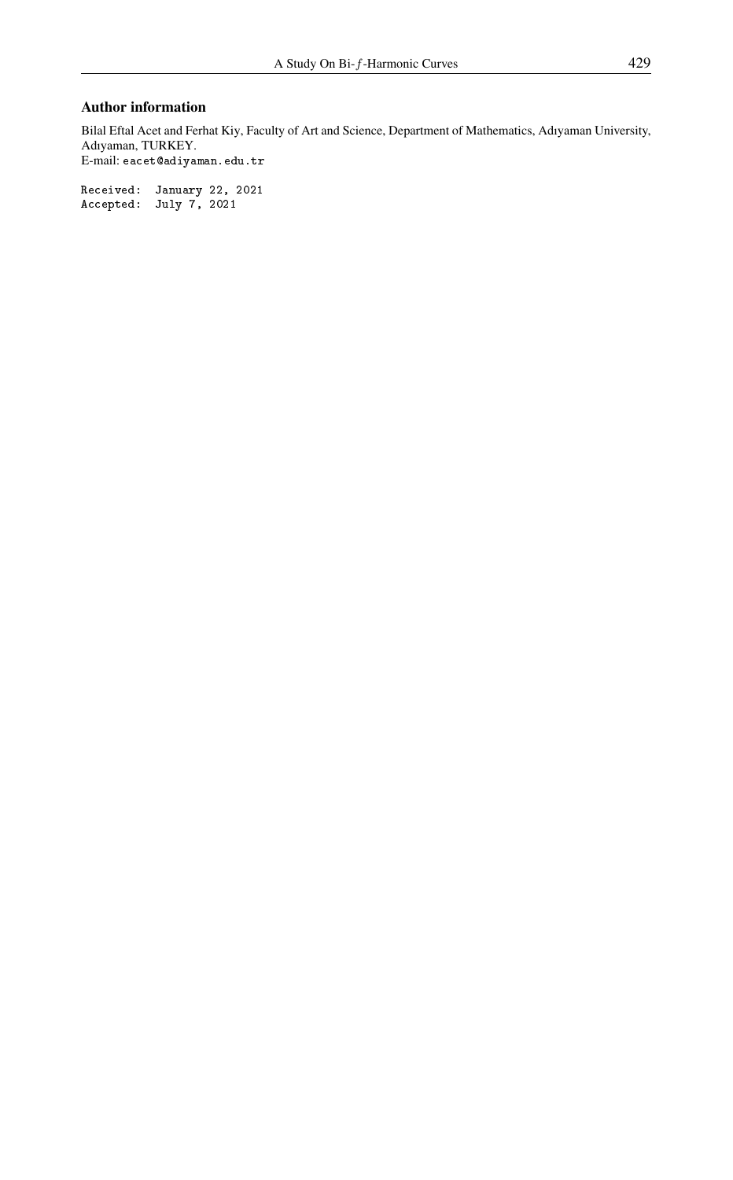## Author information

Bilal Eftal Acet and Ferhat Kiy, Faculty of Art and Science, Department of Mathematics, Adıyaman University, Adıyaman, TURKEY.
E-mail: eacet@adiyaman.edu.tr

Received: January 22, 2021
Accepted: July 7, 2021